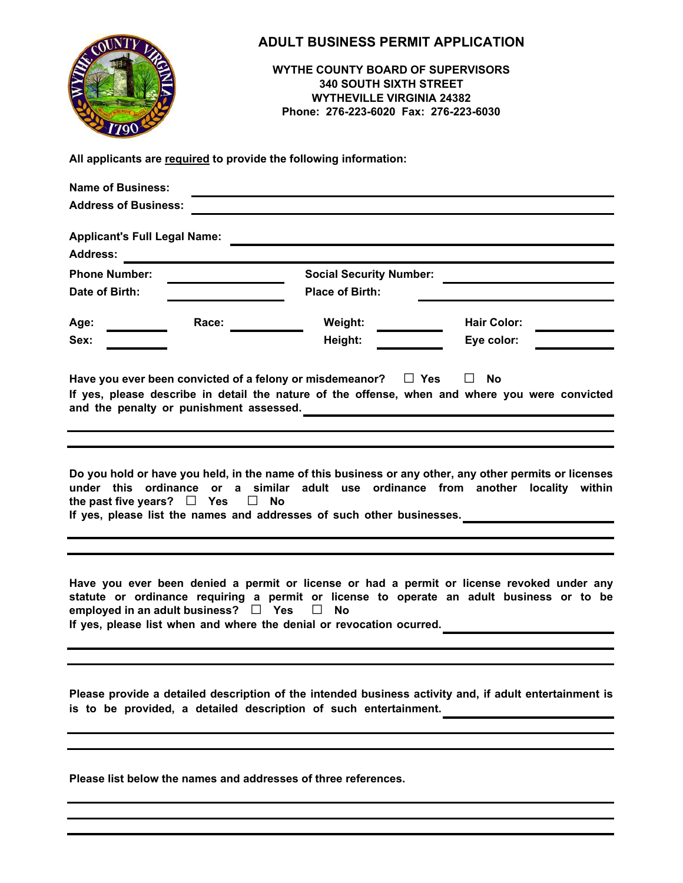# ADULT BUSINESS PERMIT APPLICATION

**WYTHE COUNTY BOARD OF SUPERVISORS**
**340 SOUTH SIXTH STREET**
**WYTHEVILLE VIRGINIA 24382**
**Phone: 276-223-6020 Fax: 276-223-6030**

**All applicants are required to provide the following information:**

**Name of Business:** ______________________________

**Address of Business:** ______________________________

**Applicant's Full Legal Name:** ______________________________

**Address:** ______________________________

**Phone Number:** ____________ **Social Security Number:** ____________

**Date of Birth:** ____________ **Place of Birth:** ____________

**Age:** ________ **Race:** ________ **Weight:** ________ **Hair Color:** ________

**Sex:** ________ **Height:** ________ **Eye color:** ________

**Have you ever been convicted of a felony or misdemeanor?** ☐ **Yes** ☐ **No**

**If yes, please describe in detail the nature of the offense, when and where you were convicted and the penalty or punishment assessed.** ______________________________

______________________________

______________________________

**Do you hold or have you held, in the name of this business or any other, any other permits or licenses under this ordinance or a similar adult use ordinance from another locality within the past five years?** ☐ **Yes** ☐ **No**

**If yes, please list the names and addresses of such other businesses.** ______________________________

______________________________

______________________________

**Have you ever been denied a permit or license or had a permit or license revoked under any statute or ordinance requiring a permit or license to operate an adult business or to be employed in an adult business?** ☐ **Yes** ☐ **No**

**If yes, please list when and where the denial or revocation ocurred.** ______________________________

______________________________

______________________________

**Please provide a detailed description of the intended business activity and, if adult entertainment is is to be provided, a detailed description of such entertainment.** ______________________________

______________________________

______________________________

**Please list below the names and addresses of three references.**

______________________________

______________________________

______________________________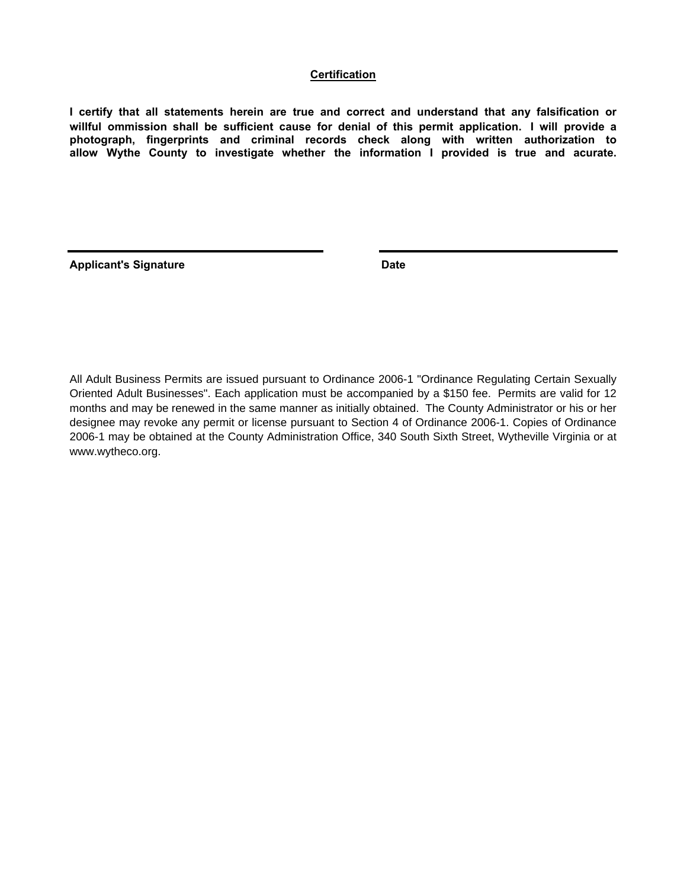## Certification

**I certify that all statements herein are true and correct and understand that any falsification or willful ommission shall be sufficient cause for denial of this permit application. I will provide a photograph, fingerprints and criminal records check along with written authorization to allow Wythe County to investigate whether the information I provided is true and acurate.**

| | |
|---|---|
| ______________________________ | ______________________________ |
| **Applicant's Signature** | **Date** |

All Adult Business Permits are issued pursuant to Ordinance 2006-1 "Ordinance Regulating Certain Sexually Oriented Adult Businesses". Each application must be accompanied by a $150 fee. Permits are valid for 12 months and may be renewed in the same manner as initially obtained. The County Administrator or his or her designee may revoke any permit or license pursuant to Section 4 of Ordinance 2006-1. Copies of Ordinance 2006-1 may be obtained at the County Administration Office, 340 South Sixth Street, Wytheville Virginia or at www.wytheco.org.